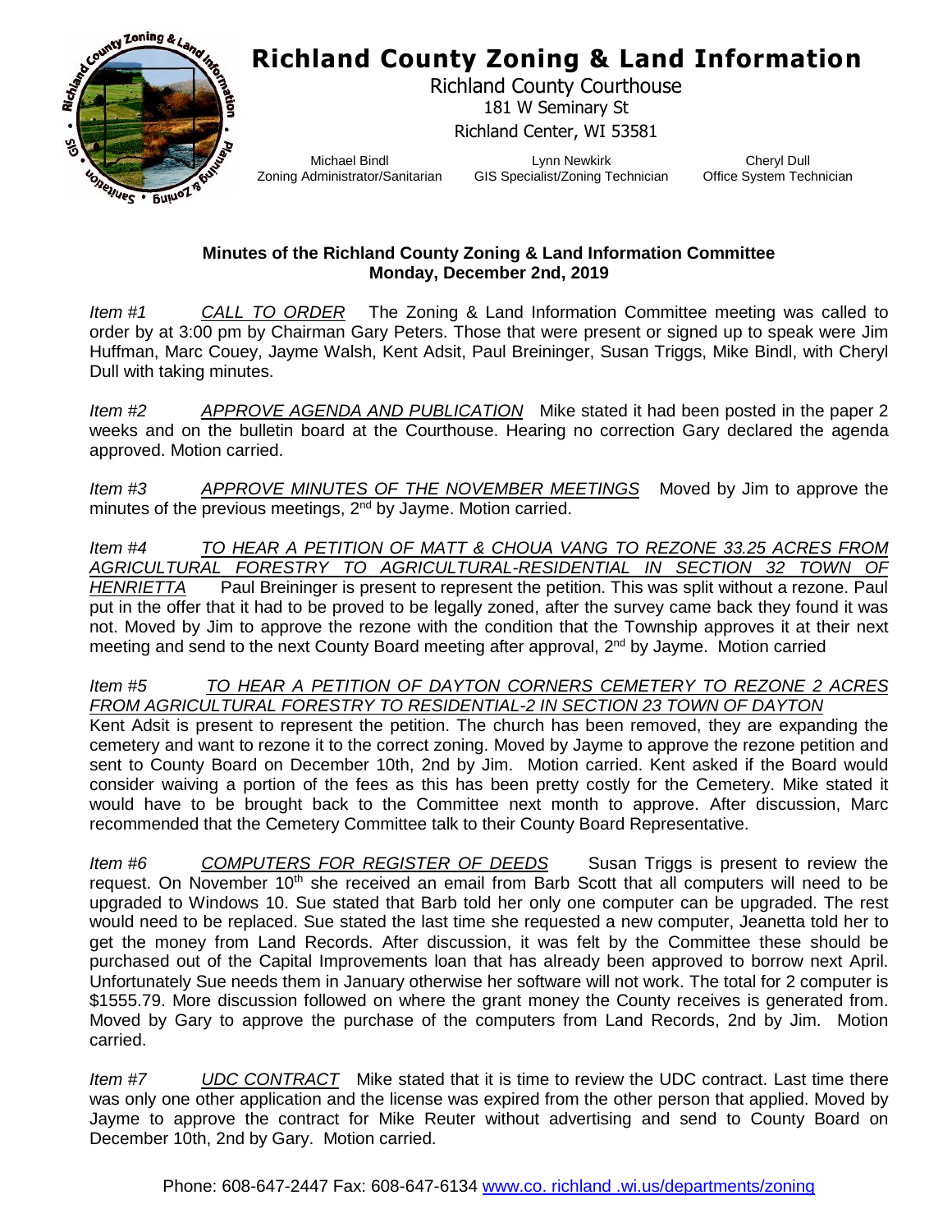# Richland County Zoning & Land Information

Richland County Courthouse
181 W Seminary St
Richland Center, WI 53581

Michael Bindl
Zoning Administrator/Sanitarian

Lynn Newkirk
GIS Specialist/Zoning Technician

Cheryl Dull
Office System Technician

**Minutes of the Richland County Zoning & Land Information Committee**
**Monday, December 2nd, 2019**

*Item #1* *CALL TO ORDER* The Zoning & Land Information Committee meeting was called to order by at 3:00 pm by Chairman Gary Peters. Those that were present or signed up to speak were Jim Huffman, Marc Couey, Jayme Walsh, Kent Adsit, Paul Breininger, Susan Triggs, Mike Bindl, with Cheryl Dull with taking minutes.

*Item #2* *APPROVE AGENDA AND PUBLICATION* Mike stated it had been posted in the paper 2 weeks and on the bulletin board at the Courthouse. Hearing no correction Gary declared the agenda approved. Motion carried.

*Item #3* *APPROVE MINUTES OF THE NOVEMBER MEETINGS* Moved by Jim to approve the minutes of the previous meetings, 2nd by Jayme. Motion carried.

*Item #4* *TO HEAR A PETITION OF MATT & CHOUA VANG TO REZONE 33.25 ACRES FROM AGRICULTURAL FORESTRY TO AGRICULTURAL-RESIDENTIAL IN SECTION 32 TOWN OF HENRIETTA* Paul Breininger is present to represent the petition. This was split without a rezone. Paul put in the offer that it had to be proved to be legally zoned, after the survey came back they found it was not. Moved by Jim to approve the rezone with the condition that the Township approves it at their next meeting and send to the next County Board meeting after approval, 2nd by Jayme. Motion carried

*Item #5* *TO HEAR A PETITION OF DAYTON CORNERS CEMETERY TO REZONE 2 ACRES FROM AGRICULTURAL FORESTRY TO RESIDENTIAL-2 IN SECTION 23 TOWN OF DAYTON*
Kent Adsit is present to represent the petition. The church has been removed, they are expanding the cemetery and want to rezone it to the correct zoning. Moved by Jayme to approve the rezone petition and sent to County Board on December 10th, 2nd by Jim. Motion carried. Kent asked if the Board would consider waiving a portion of the fees as this has been pretty costly for the Cemetery. Mike stated it would have to be brought back to the Committee next month to approve. After discussion, Marc recommended that the Cemetery Committee talk to their County Board Representative.

*Item #6* *COMPUTERS FOR REGISTER OF DEEDS* Susan Triggs is present to review the request. On November 10th she received an email from Barb Scott that all computers will need to be upgraded to Windows 10. Sue stated that Barb told her only one computer can be upgraded. The rest would need to be replaced. Sue stated the last time she requested a new computer, Jeanetta told her to get the money from Land Records. After discussion, it was felt by the Committee these should be purchased out of the Capital Improvements loan that has already been approved to borrow next April. Unfortunately Sue needs them in January otherwise her software will not work. The total for 2 computer is $1555.79. More discussion followed on where the grant money the County receives is generated from. Moved by Gary to approve the purchase of the computers from Land Records, 2nd by Jim. Motion carried.

*Item #7* *UDC CONTRACT* Mike stated that it is time to review the UDC contract. Last time there was only one other application and the license was expired from the other person that applied. Moved by Jayme to approve the contract for Mike Reuter without advertising and send to County Board on December 10th, 2nd by Gary. Motion carried.

Phone: 608-647-2447 Fax: 608-647-6134 www.co. richland .wi.us/departments/zoning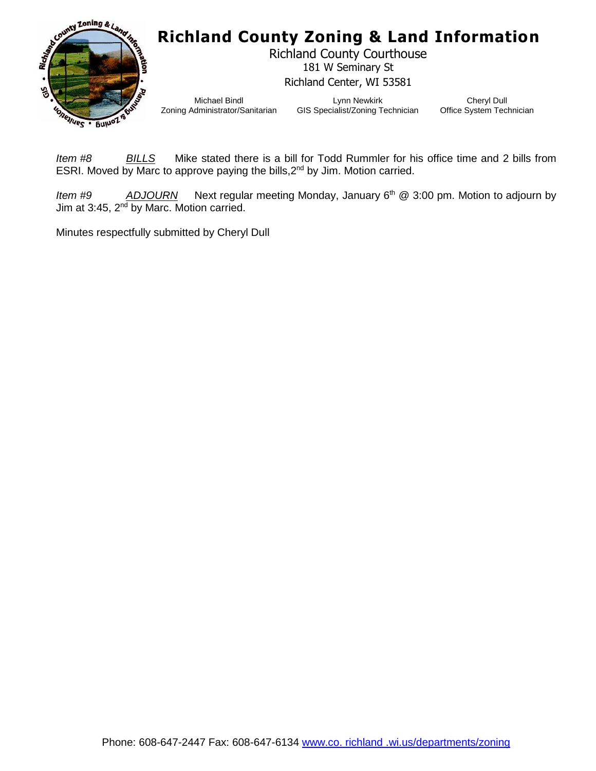# Richland County Zoning & Land Information

Richland County Courthouse
181 W Seminary St
Richland Center, WI 53581

| Michael Bindl | Lynn Newkirk | Cheryl Dull |
|---|---|---|
| Zoning Administrator/Sanitarian | GIS Specialist/Zoning Technician | Office System Technician |

*Item #8* <u>*BILLS*</u> Mike stated there is a bill for Todd Rummler for his office time and 2 bills from ESRI. Moved by Marc to approve paying the bills, 2nd by Jim. Motion carried.

*Item #9* <u>*ADJOURN*</u> Next regular meeting Monday, January 6th @ 3:00 pm. Motion to adjourn by Jim at 3:45, 2nd by Marc. Motion carried.

Minutes respectfully submitted by Cheryl Dull

Phone: 608-647-2447 Fax: 608-647-6134 [www.co. richland .wi.us/departments/zoning](www.co.richland.wi.us/departments/zoning)